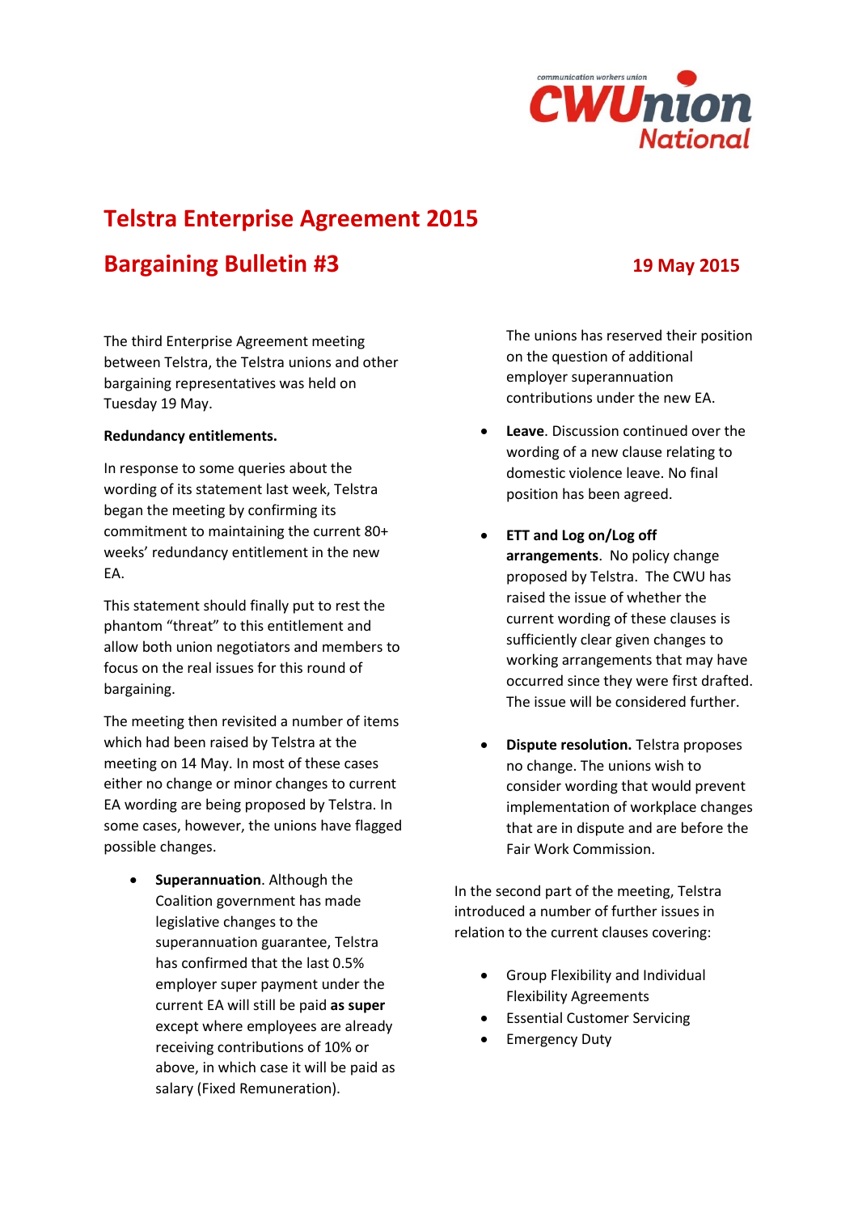# Telstra Enterprise Agreement 2015

## Bargaining Bulletin #3

**19 May 2015**

The third Enterprise Agreement meeting between Telstra, the Telstra unions and other bargaining representatives was held on Tuesday 19 May.

**Redundancy entitlements.**

In response to some queries about the wording of its statement last week, Telstra began the meeting by confirming its commitment to maintaining the current 80+ weeks' redundancy entitlement in the new EA.

This statement should finally put to rest the phantom "threat" to this entitlement and allow both union negotiators and members to focus on the real issues for this round of bargaining.

The meeting then revisited a number of items which had been raised by Telstra at the meeting on 14 May. In most of these cases either no change or minor changes to current EA wording are being proposed by Telstra. In some cases, however, the unions have flagged possible changes.

- **Superannuation**. Although the Coalition government has made legislative changes to the superannuation guarantee, Telstra has confirmed that the last 0.5% employer super payment under the current EA will still be paid **as super** except where employees are already receiving contributions of 10% or above, in which case it will be paid as salary (Fixed Remuneration).

  The unions has reserved their position on the question of additional employer superannuation contributions under the new EA.

- **Leave**. Discussion continued over the wording of a new clause relating to domestic violence leave. No final position has been agreed.

- **ETT and Log on/Log off arrangements**. No policy change proposed by Telstra. The CWU has raised the issue of whether the current wording of these clauses is sufficiently clear given changes to working arrangements that may have occurred since they were first drafted. The issue will be considered further.

- **Dispute resolution.** Telstra proposes no change. The unions wish to consider wording that would prevent implementation of workplace changes that are in dispute and are before the Fair Work Commission.

In the second part of the meeting, Telstra introduced a number of further issues in relation to the current clauses covering:

- Group Flexibility and Individual Flexibility Agreements
- Essential Customer Servicing
- Emergency Duty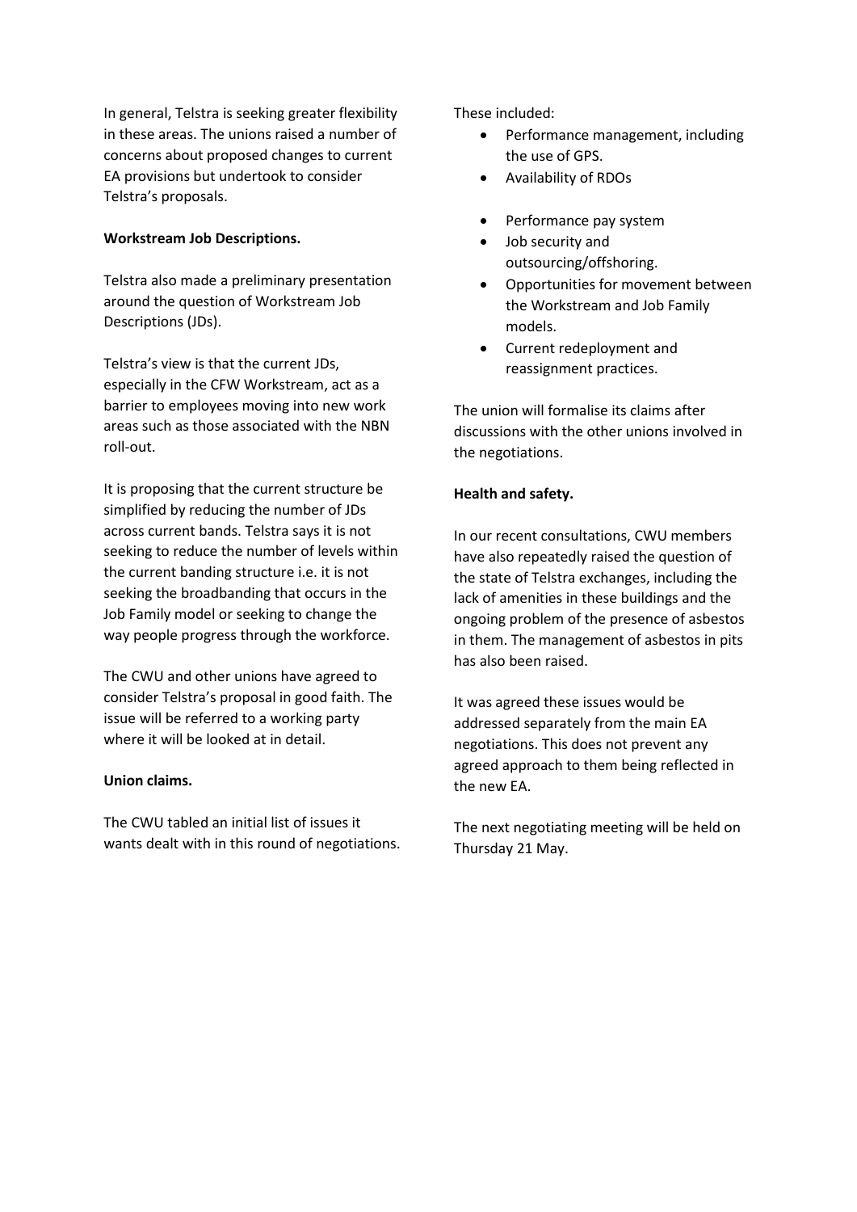In general, Telstra is seeking greater flexibility in these areas. The unions raised a number of concerns about proposed changes to current EA provisions but undertook to consider Telstra's proposals.

**Workstream Job Descriptions.**

Telstra also made a preliminary presentation around the question of Workstream Job Descriptions (JDs).

Telstra's view is that the current JDs, especially in the CFW Workstream, act as a barrier to employees moving into new work areas such as those associated with the NBN roll-out.

It is proposing that the current structure be simplified by reducing the number of JDs across current bands. Telstra says it is not seeking to reduce the number of levels within the current banding structure i.e. it is not seeking the broadbanding that occurs in the Job Family model or seeking to change the way people progress through the workforce.

The CWU and other unions have agreed to consider Telstra's proposal in good faith. The issue will be referred to a working party where it will be looked at in detail.

**Union claims.**

The CWU tabled an initial list of issues it wants dealt with in this round of negotiations. These included:

- Performance management, including the use of GPS.
- Availability of RDOs
- Performance pay system
- Job security and outsourcing/offshoring.
- Opportunities for movement between the Workstream and Job Family models.
- Current redeployment and reassignment practices.

The union will formalise its claims after discussions with the other unions involved in the negotiations.

**Health and safety.**

In our recent consultations, CWU members have also repeatedly raised the question of the state of Telstra exchanges, including the lack of amenities in these buildings and the ongoing problem of the presence of asbestos in them. The management of asbestos in pits has also been raised.

It was agreed these issues would be addressed separately from the main EA negotiations. This does not prevent any agreed approach to them being reflected in the new EA.

The next negotiating meeting will be held on Thursday 21 May.